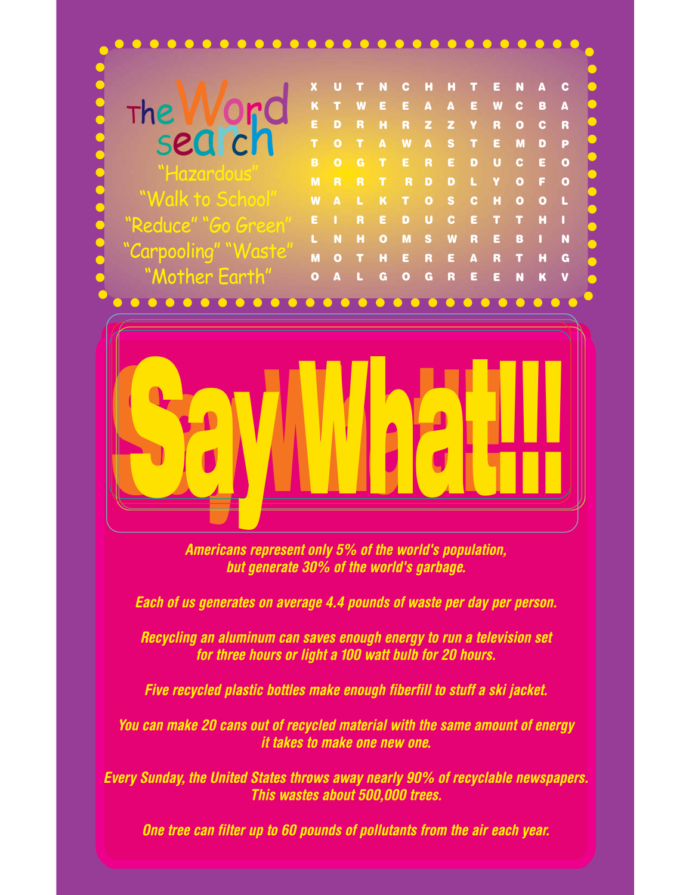# The Word search

"Hazardous"
"Walk to School"
"Reduce" "Go Green"
"Carpooling" "Waste"
"Mother Earth"

| | | | | | | | | | | | |
|---|---|---|---|---|---|---|---|---|---|---|---|
| X | U | T | N | C | H | H | T | E | N | A | C |
| K | T | W | E | E | A | A | E | W | C | B | A |
| E | D | R | H | R | Z | Z | Y | R | O | C | R |
| T | O | T | A | W | A | S | T | E | M | D | P |
| B | O | G | T | E | R | E | D | U | C | E | O |
| M | R | R | T | R | D | D | L | Y | O | F | O |
| W | A | L | K | T | O | S | C | H | O | O | L |
| E | I | R | E | D | U | C | E | T | T | H | I |
| L | N | H | O | M | S | W | R | E | B | I | N |
| M | O | T | H | E | R | E | A | R | T | H | G |
| O | A | L | G | O | G | R | E | E | N | K | V |

# Say What!!!

*Americans represent only 5% of the world's population, but generate 30% of the world's garbage.*

*Each of us generates on average 4.4 pounds of waste per day per person.*

*Recycling an aluminum can saves enough energy to run a television set for three hours or light a 100 watt bulb for 20 hours.*

*Five recycled plastic bottles make enough fiberfill to stuff a ski jacket.*

*You can make 20 cans out of recycled material with the same amount of energy it takes to make one new one.*

*Every Sunday, the United States throws away nearly 90% of recyclable newspapers. This wastes about 500,000 trees.*

*One tree can filter up to 60 pounds of pollutants from the air each year.*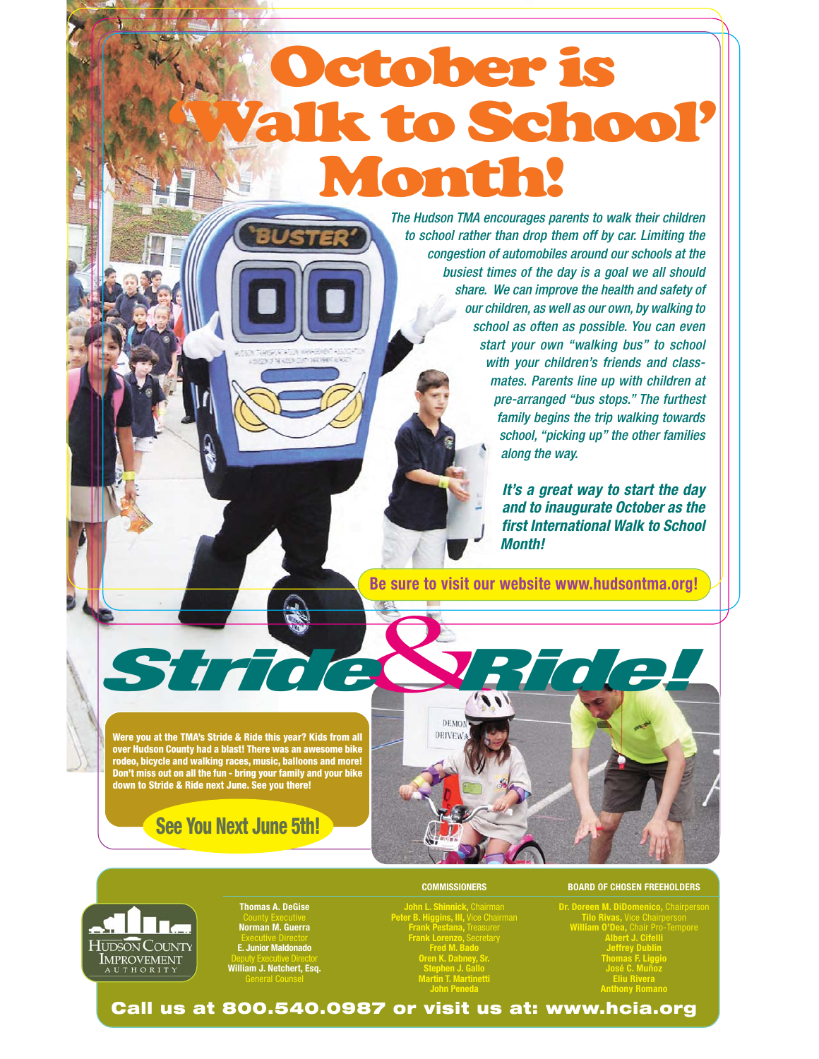# October is 'Walk to School' Month!

*The Hudson TMA encourages parents to walk their children to school rather than drop them off by car. Limiting the congestion of automobiles around our schools at the busiest times of the day is a goal we all should share. We can improve the health and safety of our children, as well as our own, by walking to school as often as possible. You can even start your own "walking bus" to school with your children's friends and classmates. Parents line up with children at pre-arranged "bus stops." The furthest family begins the trip walking towards school, "picking up" the other families along the way.*

***It's a great way to start the day and to inaugurate October as the first International Walk to School Month!***

**Be sure to visit our website www.hudsontma.org!**

# Stride & Ride!

**Were you at the TMA's Stride & Ride this year? Kids from all over Hudson County had a blast! There was an awesome bike rodeo, bicycle and walking races, music, balloons and more! Don't miss out on all the fun - bring your family and your bike down to Stride & Ride next June. See you there!**

**See You Next June 5th!**

Hudson County Improvement Authority

**Thomas A. DeGise**, County Executive
**Norman M. Guerra**, Executive Director
**E. Junior Maldonado**, Deputy Executive Director
**William J. Netchert, Esq.**, General Counsel

**COMMISSIONERS**

**John L. Shinnick,** Chairman
**Peter B. Higgins, III,** Vice Chairman
**Frank Pestana,** Treasurer
**Frank Lorenzo,** Secretary
**Fred M. Bado**
**Oren K. Dabney, Sr.**
**Stephen J. Gallo**
**Martin T. Martinetti**
**John Peneda**

**BOARD OF CHOSEN FREEHOLDERS**

**Dr. Doreen M. DiDomenico,** Chairperson
**Tilo Rivas,** Vice Chairperson
**William O'Dea,** Chair Pro-Tempore
**Albert J. Cifelli**
**Jeffrey Dublin**
**Thomas F. Liggio**
**José C. Muñoz**
**Eliu Rivera**
**Anthony Romano**

**Call us at 800.540.0987 or visit us at: www.hcia.org**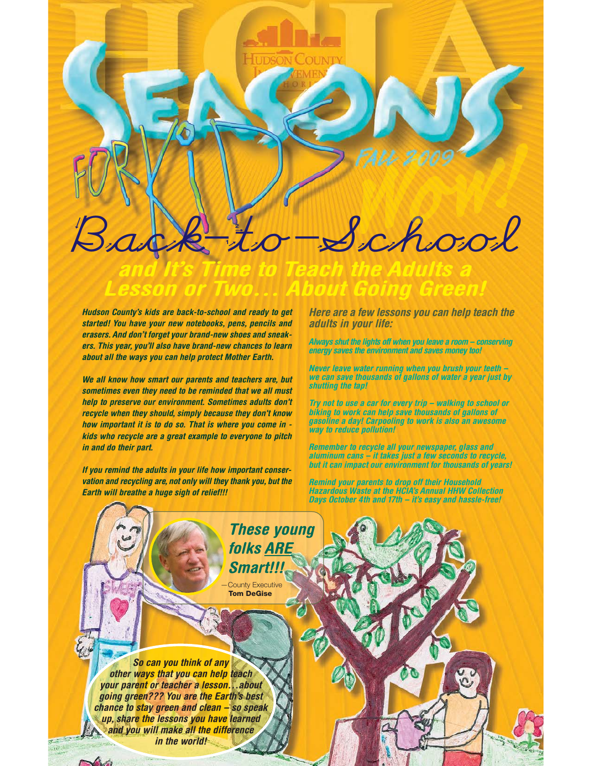# SEASONS FOR KIDS

FALL 2009

WOW!

## Back-to-School

## and It's Time to Teach the Adults a Lesson or Two… About Going Green!

*Hudson County's kids are back-to-school and ready to get started! You have your new notebooks, pens, pencils and erasers. And don't forget your brand-new shoes and sneakers. This year, you'll also have brand-new chances to learn about all the ways you can help protect Mother Earth.*

*We all know how smart our parents and teachers are, but sometimes even they need to be reminded that we all must help to preserve our environment. Sometimes adults don't recycle when they should, simply because they don't know how important it is to do so. That is where you come in - kids who recycle are a great example to everyone to pitch in and do their part.*

*If you remind the adults in your life how important conservation and recycling are, not only will they thank you, but the Earth will breathe a huge sigh of relief!!!*

***Here are a few lessons you can help teach the adults in your life:***

*Always shut the lights off when you leave a room – conserving energy saves the environment and saves money too!*

*Never leave water running when you brush your teeth – we can save thousands of gallons of water a year just by shutting the tap!*

*Try not to use a car for every trip – walking to school or biking to work can help save thousands of gallons of gasoline a day! Carpooling to work is also an awesome way to reduce pollution!*

*Remember to recycle all your newspaper, glass and aluminum cans – it takes just a few seconds to recycle, but it can impact our environment for thousands of years!*

*Remind your parents to drop off their Household Hazardous Waste at the HCIA's Annual HHW Collection Days October 4th and 17th – it's easy and hassle-free!*

***These young folks ARE Smart!!!***

—County Executive **Tom DeGise**

***So can you think of any other ways that you can help teach your parent or teacher a lesson…about going green??? You are the Earth's best chance to stay green and clean – so speak up, share the lessons you have learned and you will make all the difference in the world!***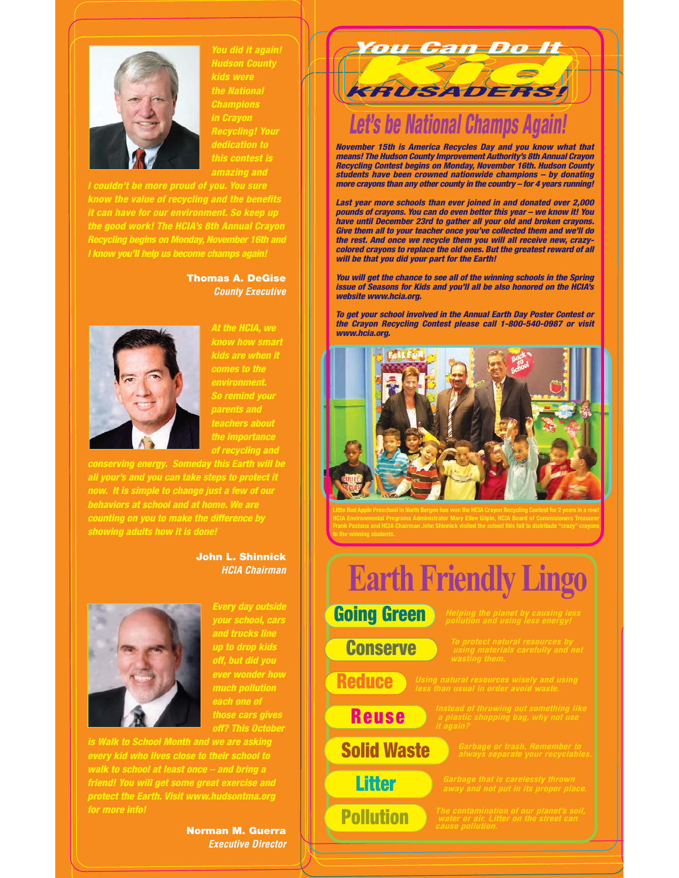*You did it again! Hudson County kids were the National Champions in Crayon Recycling! Your dedication to this contest is amazing and I couldn't be more proud of you. You sure know the value of recycling and the benefits it can have for our environment. So keep up the good work! The HCIA's 8th Annual Crayon Recycling begins on Monday, November 16th and I know you'll help us become champs again!*

**Thomas A. DeGise**
*County Executive*

*At the HCIA, we know how smart kids are when it comes to the environment. So remind your parents and teachers about the importance of recycling and conserving energy. Someday this Earth will be all your's and you can take steps to protect it now. It is simple to change just a few of our behaviors at school and at home. We are counting on you to make the difference by showing adults how it is done!*

**John L. Shinnick**
*HCIA Chairman*

*Every day outside your school, cars and trucks line up to drop kids off, but did you ever wonder how much pollution each one of those cars gives off? This October is Walk to School Month and we are asking every kid who lives close to their school to walk to school at least once – and bring a friend! You will get some great exercise and protect the Earth. Visit www.hudsontma.org for more info!*

**Norman M. Guerra**
*Executive Director*

# You Can Do It Kid KRUSADERS!

## Let's be National Champs Again!

***November 15th is America Recycles Day and you know what that means! The Hudson County Improvement Authority's 8th Annual Crayon Recycling Contest begins on Monday, November 16th. Hudson County students have been crowned nationwide champions – by donating more crayons than any other county in the country – for 4 years running!***

***Last year more schools than ever joined in and donated over 2,000 pounds of crayons. You can do even better this year – we know it! You have until December 23rd to gather all your old and broken crayons. Give them all to your teacher once you've collected them and we'll do the rest. And once we recycle them you will all receive new, crazy-colored crayons to replace the old ones. But the greatest reward of all will be that you did your part for the Earth!***

***You will get the chance to see all of the winning schools in the Spring issue of Seasons for Kids and you'll all be also honored on the HCIA's website www.hcia.org.***

***To get your school involved in the Annual Earth Day Poster Contest or the Crayon Recycling Contest please call 1-800-540-0987 or visit www.hcia.org.***

Little Red Apple Preschool in North Bergen has won the HCIA Crayon Recycling Contest for 2 years in a row! HCIA Environmental Programs Administrator Mary Ellen Gilpin, HCIA Board of Commisioners Treasurer Frank Pestana and HCIA Chairman John Shinnick visited the school this fall to distribute "crazy" crayons to the winning students.

## Earth Friendly Lingo

**Going Green** – *Helping the planet by causing less pollution and using less energy!*

**Conserve** – *To protect natural resources by using materials carefully and not wasting them.*

**Reduce** – *Using natural resources wisely and using less than usual in order avoid waste.*

**Reuse** – *Instead of throwing out something like a plastic shopping bag, why not use it again?*

**Solid Waste** – *Garbage or trash. Remember to always separate your recyclables.*

**Litter** – *Garbage that is carelessly thrown away and not put in its proper place.*

**Pollution** – *The contamination of our planet's soil, water or air. Litter on the street can cause pollution.*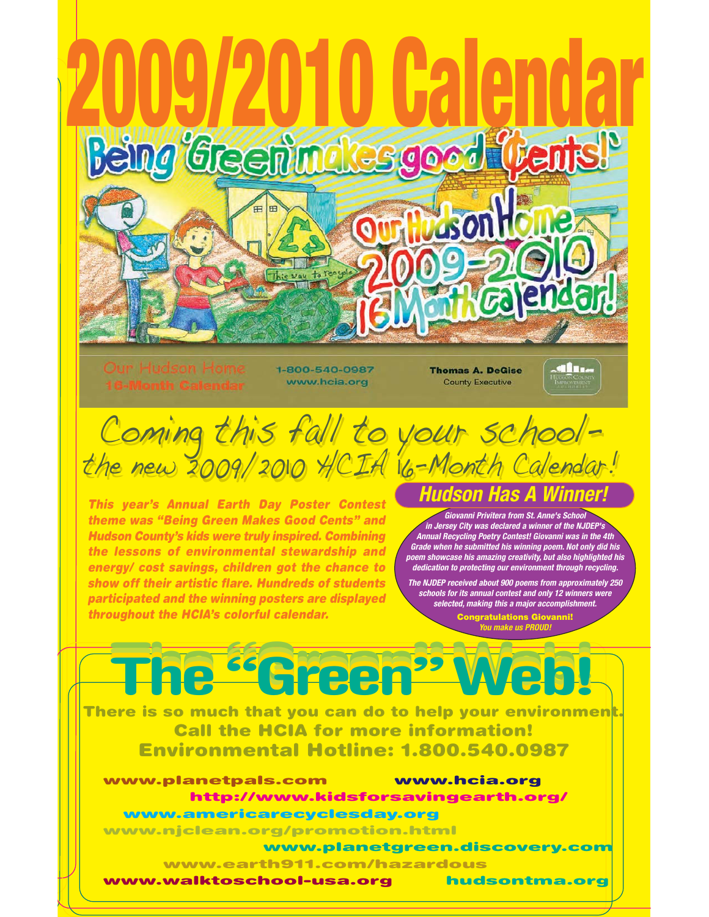# 2009/2010 Calendar

Being 'Green' makes good 'Cents!'

Our Hudson Home 2009-2010 16 Month calendar!

Our Hudson Home
16-Month Calendar

1-800-540-0987
www.hcia.org

Thomas A. DeGise
County Executive

Coming this fall to your school– the new 2009/2010 HCIA 16-Month Calendar!

***This year's Annual Earth Day Poster Contest theme was "Being Green Makes Good Cents" and Hudson County's kids were truly inspired. Combining the lessons of environmental stewardship and energy/ cost savings, children got the chance to show off their artistic flare. Hundreds of students participated and the winning posters are displayed throughout the HCIA's colorful calendar.***

## Hudson Has A Winner!

***Giovanni Privitera from St. Anne's School in Jersey City was declared a winner of the NJDEP's Annual Recycling Poetry Contest! Giovanni was in the 4th Grade when he submitted his winning poem. Not only did his poem showcase his amazing creativity, but also highlighted his dedication to protecting our environment through recycling.***

***The NJDEP received about 900 poems from approximately 250 schools for its annual contest and only 12 winners were selected, making this a major accomplishment.***

**Congratulations Giovanni!**
***You make us PROUD!***

# The "Green" Web!

**There is so much that you can do to help your environment.**
**Call the HCIA for more information!**
**Environmental Hotline: 1.800.540.0987**

**www.planetpals.com**
**www.hcia.org**
**http://www.kidsforsavingearth.org/**
**www.americarecyclesday.org**
**www.njclean.org/promotion.html**
**www.planetgreen.discovery.com**
**www.earth911.com/hazardous**
**www.walktoschool-usa.org**
**hudsontma.org**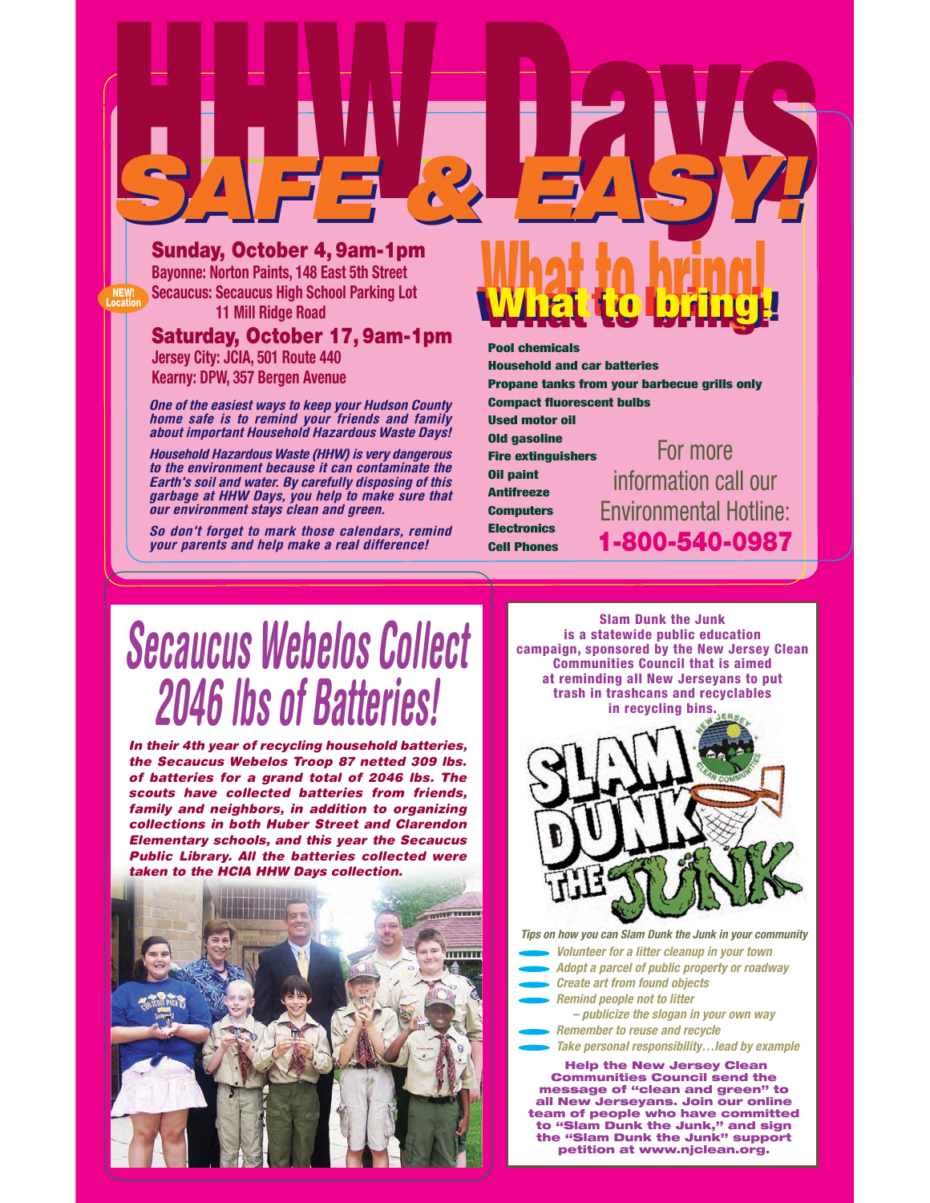# HHW Days

## SAFE & EASY!

**Sunday, October 4, 9am-1pm**

**Bayonne: Norton Paints, 148 East 5th Street**

NEW! Location **Secaucus: Secaucus High School Parking Lot 11 Mill Ridge Road**

**Saturday, October 17, 9am-1pm**

**Jersey City: JCIA, 501 Route 440**

**Kearny: DPW, 357 Bergen Avenue**

*One of the easiest ways to keep your Hudson County home safe is to remind your friends and family about important Household Hazardous Waste Days!*

*Household Hazardous Waste (HHW) is very dangerous to the environment because it can contaminate the Earth's soil and water. By carefully disposing of this garbage at HHW Days, you help to make sure that our environment stays clean and green.*

*So don't forget to mark those calendars, remind your parents and help make a real difference!*

## What to bring!

- **Pool chemicals**
- **Household and car batteries**
- **Propane tanks from your barbecue grills only**
- **Compact fluorescent bulbs**
- **Used motor oil**
- **Old gasoline**
- **Fire extinguishers**
- **Oil paint**
- **Antifreeze**
- **Computers**
- **Electronics**
- **Cell Phones**

For more information call our Environmental Hotline: **1-800-540-0987**

# Secaucus Webelos Collect 2046 lbs of Batteries!

***In their 4th year of recycling household batteries, the Secaucus Webelos Troop 87 netted 309 lbs. of batteries for a grand total of 2046 lbs. The scouts have collected batteries from friends, family and neighbors, in addition to organizing collections in both Huber Street and Clarendon Elementary schools, and this year the Secaucus Public Library. All the batteries collected were taken to the HCIA HHW Days collection.***

**Slam Dunk the Junk is a statewide public education campaign, sponsored by the New Jersey Clean Communities Council that is aimed at reminding all New Jerseyans to put trash in trashcans and recyclables in recycling bins.**

SLAM DUNK THE JUNK

*Tips on how you can Slam Dunk the Junk in your community*

- *Volunteer for a litter cleanup in your town*
- *Adopt a parcel of public property or roadway*
- *Create art from found objects*
- *Remind people not to litter – publicize the slogan in your own way*
- *Remember to reuse and recycle*
- *Take personal responsibility…lead by example*

**Help the New Jersey Clean Communities Council send the message of "clean and green" to all New Jerseyans. Join our online team of people who have committed to "Slam Dunk the Junk," and sign the "Slam Dunk the Junk" support petition at www.njclean.org.**